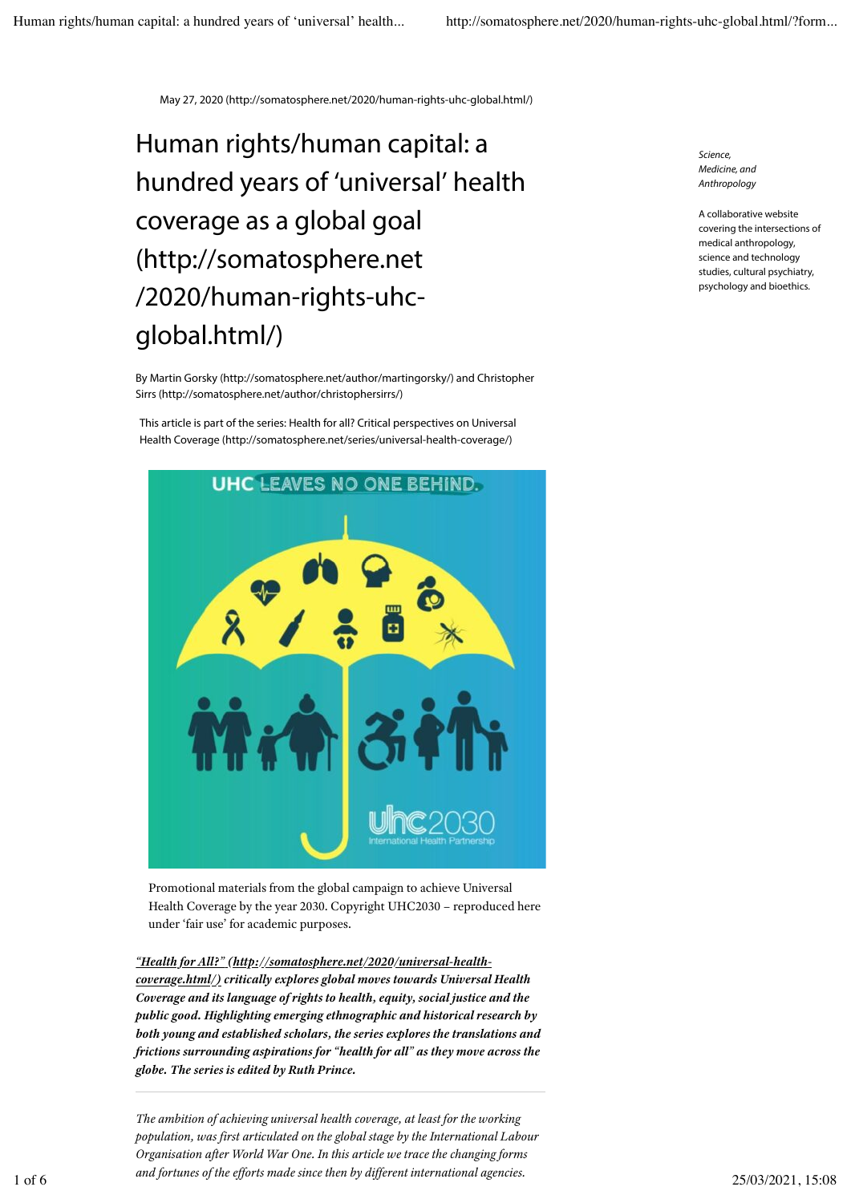May 27, 2020 (http://somatosphere.net/2020/human-rights-uhc-global.html/)

# Human rights/human capital: a hundred years of 'universal' health coverage as a global goal (http://somatosphere.net/2020/human-rights-uhc-global.html/)

By Martin Gorsky (http://somatosphere.net/author/martingorsky/) and Christopher Sirrs (http://somatosphere.net/author/christophersirrs/)

This article is part of the series: Health for all? Critical perspectives on Universal Health Coverage (http://somatosphere.net/series/universal-health-coverage/)

Promotional materials from the global campaign to achieve Universal Health Coverage by the year 2030. Copyright UHC2030 – reproduced here under 'fair use' for academic purposes.

***"Health for All?" (http://somatosphere.net/2020/universal-health-coverage.html/) critically explores global moves towards Universal Health Coverage and its language of rights to health, equity, social justice and the public good. Highlighting emerging ethnographic and historical research by both young and established scholars, the series explores the translations and frictions surrounding aspirations for "health for all" as they move across the globe. The series is edited by Ruth Prince.***

---

*The ambition of achieving universal health coverage, at least for the working population, was first articulated on the global stage by the International Labour Organisation after World War One. In this article we trace the changing forms and fortunes of the efforts made since then by different international agencies.*

*Science, Medicine, and Anthropology*

A collaborative website covering the intersections of medical anthropology, science and technology studies, cultural psychiatry, psychology and bioethics.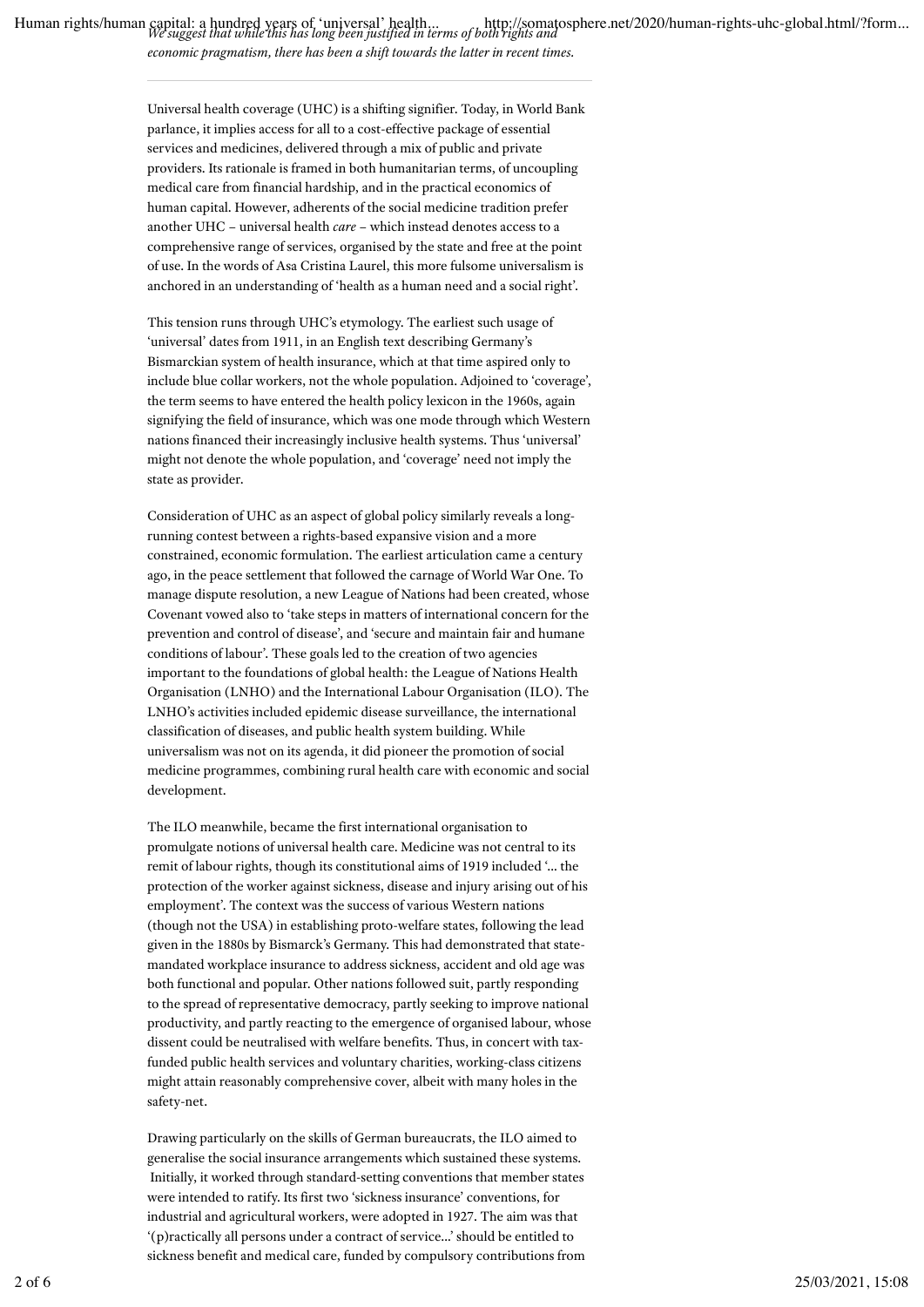*We suggest that while this has long been justified in terms of both rights and economic pragmatism, there has been a shift towards the latter in recent times.*

---

Universal health coverage (UHC) is a shifting signifier. Today, in World Bank parlance, it implies access for all to a cost-effective package of essential services and medicines, delivered through a mix of public and private providers. Its rationale is framed in both humanitarian terms, of uncoupling medical care from financial hardship, and in the practical economics of human capital. However, adherents of the social medicine tradition prefer another UHC – universal health *care* – which instead denotes access to a comprehensive range of services, organised by the state and free at the point of use. In the words of Asa Cristina Laurel, this more fulsome universalism is anchored in an understanding of 'health as a human need and a social right'.

This tension runs through UHC's etymology. The earliest such usage of 'universal' dates from 1911, in an English text describing Germany's Bismarckian system of health insurance, which at that time aspired only to include blue collar workers, not the whole population. Adjoined to 'coverage', the term seems to have entered the health policy lexicon in the 1960s, again signifying the field of insurance, which was one mode through which Western nations financed their increasingly inclusive health systems. Thus 'universal' might not denote the whole population, and 'coverage' need not imply the state as provider.

Consideration of UHC as an aspect of global policy similarly reveals a long-running contest between a rights-based expansive vision and a more constrained, economic formulation. The earliest articulation came a century ago, in the peace settlement that followed the carnage of World War One. To manage dispute resolution, a new League of Nations had been created, whose Covenant vowed also to 'take steps in matters of international concern for the prevention and control of disease', and 'secure and maintain fair and humane conditions of labour'. These goals led to the creation of two agencies important to the foundations of global health: the League of Nations Health Organisation (LNHO) and the International Labour Organisation (ILO). The LNHO's activities included epidemic disease surveillance, the international classification of diseases, and public health system building. While universalism was not on its agenda, it did pioneer the promotion of social medicine programmes, combining rural health care with economic and social development.

The ILO meanwhile, became the first international organisation to promulgate notions of universal health care. Medicine was not central to its remit of labour rights, though its constitutional aims of 1919 included '... the protection of the worker against sickness, disease and injury arising out of his employment'. The context was the success of various Western nations (though not the USA) in establishing proto-welfare states, following the lead given in the 1880s by Bismarck's Germany. This had demonstrated that state-mandated workplace insurance to address sickness, accident and old age was both functional and popular. Other nations followed suit, partly responding to the spread of representative democracy, partly seeking to improve national productivity, and partly reacting to the emergence of organised labour, whose dissent could be neutralised with welfare benefits. Thus, in concert with tax-funded public health services and voluntary charities, working-class citizens might attain reasonably comprehensive cover, albeit with many holes in the safety-net.

Drawing particularly on the skills of German bureaucrats, the ILO aimed to generalise the social insurance arrangements which sustained these systems. Initially, it worked through standard-setting conventions that member states were intended to ratify. Its first two 'sickness insurance' conventions, for industrial and agricultural workers, were adopted in 1927. The aim was that '(p)ractically all persons under a contract of service...' should be entitled to sickness benefit and medical care, funded by compulsory contributions from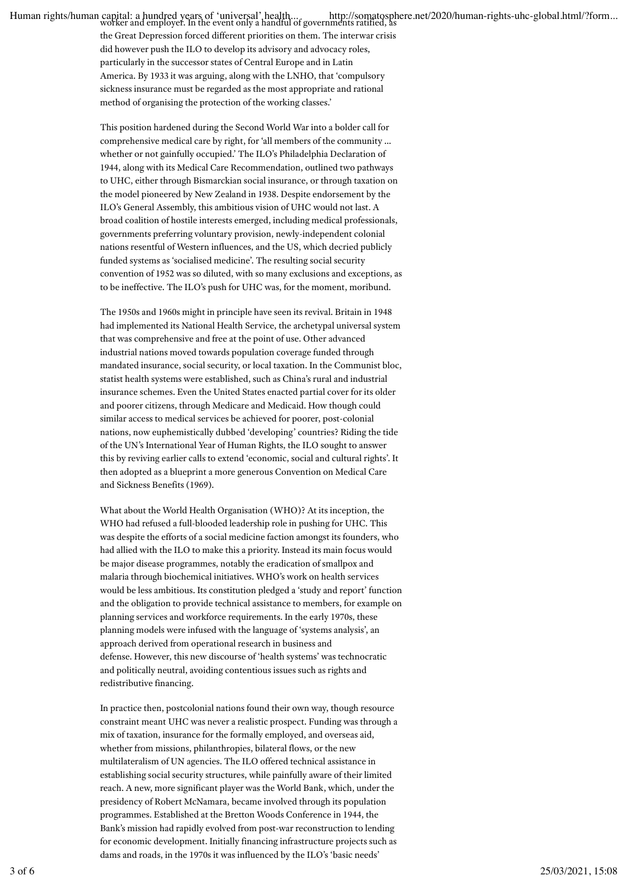worker and employer. In the event only a handful of governments ratified, as the Great Depression forced different priorities on them. The interwar crisis did however push the ILO to develop its advisory and advocacy roles, particularly in the successor states of Central Europe and in Latin America. By 1933 it was arguing, along with the LNHO, that 'compulsory sickness insurance must be regarded as the most appropriate and rational method of organising the protection of the working classes.'

This position hardened during the Second World War into a bolder call for comprehensive medical care by right, for 'all members of the community ... whether or not gainfully occupied.' The ILO's Philadelphia Declaration of 1944, along with its Medical Care Recommendation, outlined two pathways to UHC, either through Bismarckian social insurance, or through taxation on the model pioneered by New Zealand in 1938. Despite endorsement by the ILO's General Assembly, this ambitious vision of UHC would not last. A broad coalition of hostile interests emerged, including medical professionals, governments preferring voluntary provision, newly-independent colonial nations resentful of Western influences, and the US, which decried publicly funded systems as 'socialised medicine'. The resulting social security convention of 1952 was so diluted, with so many exclusions and exceptions, as to be ineffective. The ILO's push for UHC was, for the moment, moribund.

The 1950s and 1960s might in principle have seen its revival. Britain in 1948 had implemented its National Health Service, the archetypal universal system that was comprehensive and free at the point of use. Other advanced industrial nations moved towards population coverage funded through mandated insurance, social security, or local taxation. In the Communist bloc, statist health systems were established, such as China's rural and industrial insurance schemes. Even the United States enacted partial cover for its older and poorer citizens, through Medicare and Medicaid. How though could similar access to medical services be achieved for poorer, post-colonial nations, now euphemistically dubbed 'developing' countries? Riding the tide of the UN's International Year of Human Rights, the ILO sought to answer this by reviving earlier calls to extend 'economic, social and cultural rights'. It then adopted as a blueprint a more generous Convention on Medical Care and Sickness Benefits (1969).

What about the World Health Organisation (WHO)? At its inception, the WHO had refused a full-blooded leadership role in pushing for UHC. This was despite the efforts of a social medicine faction amongst its founders, who had allied with the ILO to make this a priority. Instead its main focus would be major disease programmes, notably the eradication of smallpox and malaria through biochemical initiatives. WHO's work on health services would be less ambitious. Its constitution pledged a 'study and report' function and the obligation to provide technical assistance to members, for example on planning services and workforce requirements. In the early 1970s, these planning models were infused with the language of 'systems analysis', an approach derived from operational research in business and defense. However, this new discourse of 'health systems' was technocratic and politically neutral, avoiding contentious issues such as rights and redistributive financing.

In practice then, postcolonial nations found their own way, though resource constraint meant UHC was never a realistic prospect. Funding was through a mix of taxation, insurance for the formally employed, and overseas aid, whether from missions, philanthropies, bilateral flows, or the new multilateralism of UN agencies. The ILO offered technical assistance in establishing social security structures, while painfully aware of their limited reach. A new, more significant player was the World Bank, which, under the presidency of Robert McNamara, became involved through its population programmes. Established at the Bretton Woods Conference in 1944, the Bank's mission had rapidly evolved from post-war reconstruction to lending for economic development. Initially financing infrastructure projects such as dams and roads, in the 1970s it was influenced by the ILO's 'basic needs'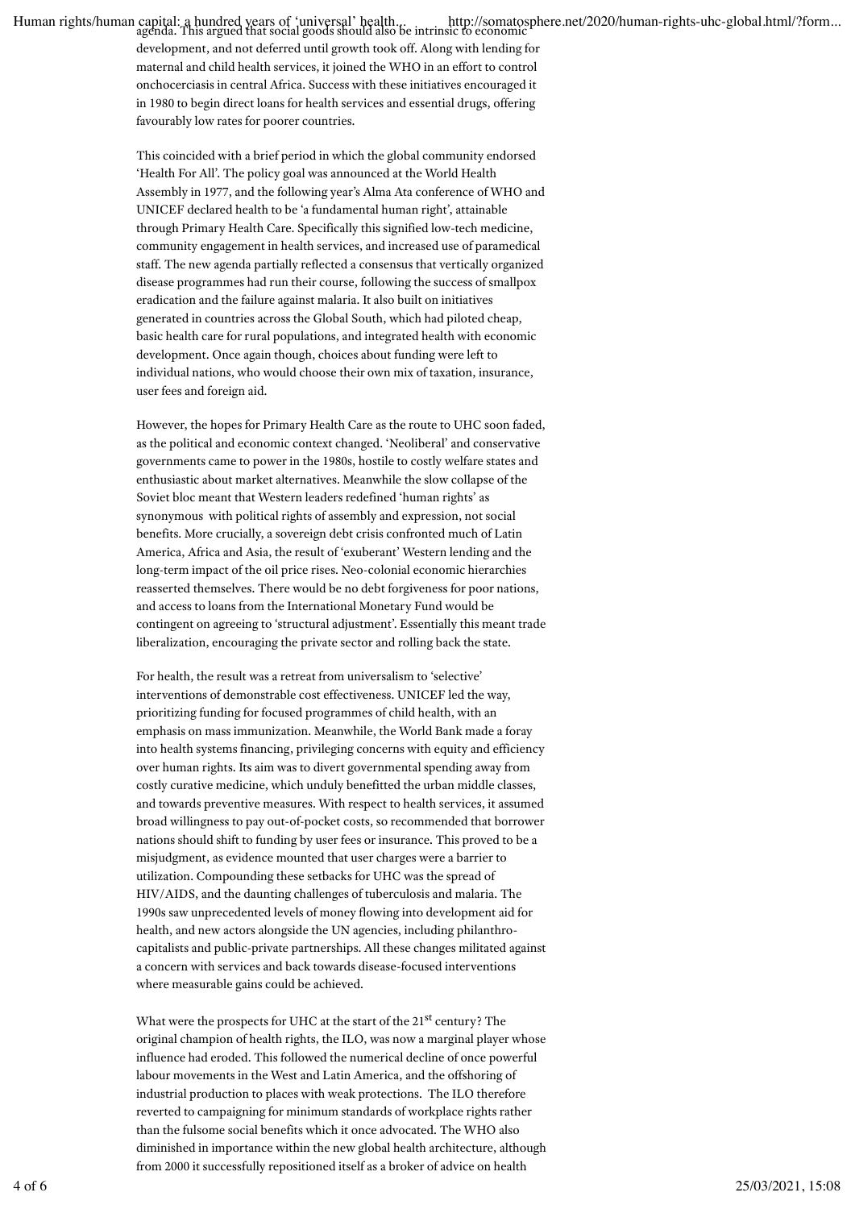agenda. This argued that social goods should also be intrinsic to economic development, and not deferred until growth took off. Along with lending for maternal and child health services, it joined the WHO in an effort to control onchocerciasis in central Africa. Success with these initiatives encouraged it in 1980 to begin direct loans for health services and essential drugs, offering favourably low rates for poorer countries.

This coincided with a brief period in which the global community endorsed 'Health For All'. The policy goal was announced at the World Health Assembly in 1977, and the following year's Alma Ata conference of WHO and UNICEF declared health to be 'a fundamental human right', attainable through Primary Health Care. Specifically this signified low-tech medicine, community engagement in health services, and increased use of paramedical staff. The new agenda partially reflected a consensus that vertically organized disease programmes had run their course, following the success of smallpox eradication and the failure against malaria. It also built on initiatives generated in countries across the Global South, which had piloted cheap, basic health care for rural populations, and integrated health with economic development. Once again though, choices about funding were left to individual nations, who would choose their own mix of taxation, insurance, user fees and foreign aid.

However, the hopes for Primary Health Care as the route to UHC soon faded, as the political and economic context changed. 'Neoliberal' and conservative governments came to power in the 1980s, hostile to costly welfare states and enthusiastic about market alternatives. Meanwhile the slow collapse of the Soviet bloc meant that Western leaders redefined 'human rights' as synonymous with political rights of assembly and expression, not social benefits. More crucially, a sovereign debt crisis confronted much of Latin America, Africa and Asia, the result of 'exuberant' Western lending and the long-term impact of the oil price rises. Neo-colonial economic hierarchies reasserted themselves. There would be no debt forgiveness for poor nations, and access to loans from the International Monetary Fund would be contingent on agreeing to 'structural adjustment'. Essentially this meant trade liberalization, encouraging the private sector and rolling back the state.

For health, the result was a retreat from universalism to 'selective' interventions of demonstrable cost effectiveness. UNICEF led the way, prioritizing funding for focused programmes of child health, with an emphasis on mass immunization. Meanwhile, the World Bank made a foray into health systems financing, privileging concerns with equity and efficiency over human rights. Its aim was to divert governmental spending away from costly curative medicine, which unduly benefitted the urban middle classes, and towards preventive measures. With respect to health services, it assumed broad willingness to pay out-of-pocket costs, so recommended that borrower nations should shift to funding by user fees or insurance. This proved to be a misjudgment, as evidence mounted that user charges were a barrier to utilization. Compounding these setbacks for UHC was the spread of HIV/AIDS, and the daunting challenges of tuberculosis and malaria. The 1990s saw unprecedented levels of money flowing into development aid for health, and new actors alongside the UN agencies, including philanthrocapitalists and public-private partnerships. All these changes militated against a concern with services and back towards disease-focused interventions where measurable gains could be achieved.

What were the prospects for UHC at the start of the 21st century? The original champion of health rights, the ILO, was now a marginal player whose influence had eroded. This followed the numerical decline of once powerful labour movements in the West and Latin America, and the offshoring of industrial production to places with weak protections. The ILO therefore reverted to campaigning for minimum standards of workplace rights rather than the fulsome social benefits which it once advocated. The WHO also diminished in importance within the new global health architecture, although from 2000 it successfully repositioned itself as a broker of advice on health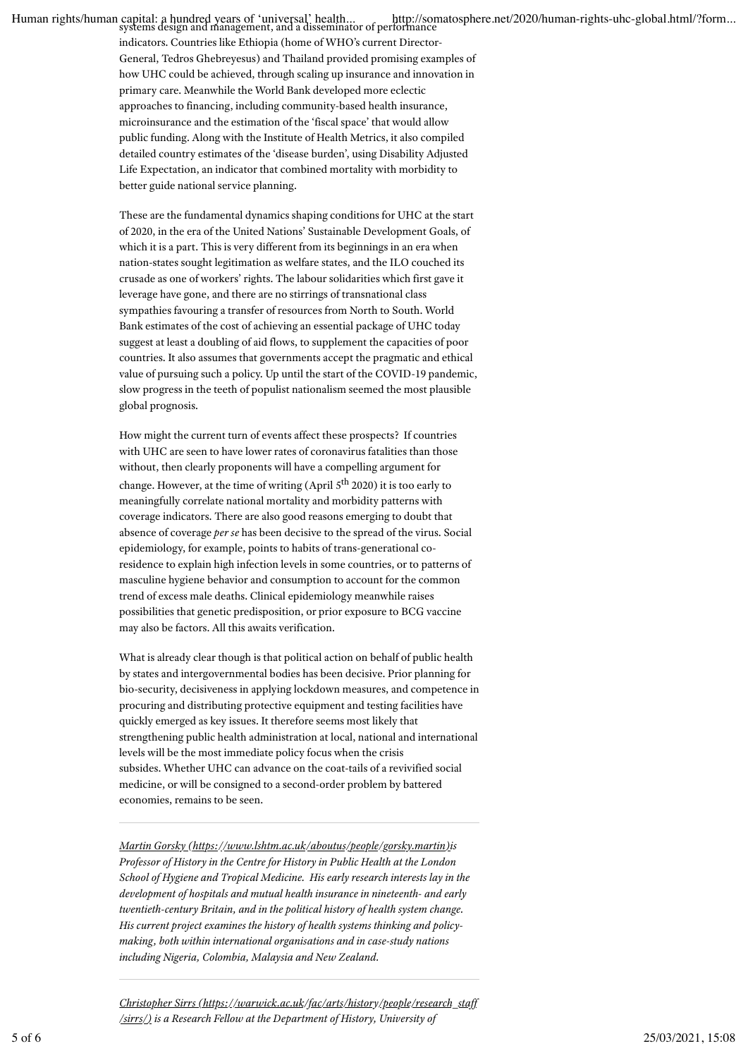systems design and management, and a disseminator of performance indicators. Countries like Ethiopia (home of WHO's current Director-General, Tedros Ghebreyesus) and Thailand provided promising examples of how UHC could be achieved, through scaling up insurance and innovation in primary care. Meanwhile the World Bank developed more eclectic approaches to financing, including community-based health insurance, microinsurance and the estimation of the 'fiscal space' that would allow public funding. Along with the Institute of Health Metrics, it also compiled detailed country estimates of the 'disease burden', using Disability Adjusted Life Expectation, an indicator that combined mortality with morbidity to better guide national service planning.

These are the fundamental dynamics shaping conditions for UHC at the start of 2020, in the era of the United Nations' Sustainable Development Goals, of which it is a part. This is very different from its beginnings in an era when nation-states sought legitimation as welfare states, and the ILO couched its crusade as one of workers' rights. The labour solidarities which first gave it leverage have gone, and there are no stirrings of transnational class sympathies favouring a transfer of resources from North to South. World Bank estimates of the cost of achieving an essential package of UHC today suggest at least a doubling of aid flows, to supplement the capacities of poor countries. It also assumes that governments accept the pragmatic and ethical value of pursuing such a policy. Up until the start of the COVID-19 pandemic, slow progress in the teeth of populist nationalism seemed the most plausible global prognosis.

How might the current turn of events affect these prospects? If countries with UHC are seen to have lower rates of coronavirus fatalities than those without, then clearly proponents will have a compelling argument for change. However, at the time of writing (April 5th 2020) it is too early to meaningfully correlate national mortality and morbidity patterns with coverage indicators. There are also good reasons emerging to doubt that absence of coverage *per se* has been decisive to the spread of the virus. Social epidemiology, for example, points to habits of trans-generational co-residence to explain high infection levels in some countries, or to patterns of masculine hygiene behavior and consumption to account for the common trend of excess male deaths. Clinical epidemiology meanwhile raises possibilities that genetic predisposition, or prior exposure to BCG vaccine may also be factors. All this awaits verification.

What is already clear though is that political action on behalf of public health by states and intergovernmental bodies has been decisive. Prior planning for bio-security, decisiveness in applying lockdown measures, and competence in procuring and distributing protective equipment and testing facilities have quickly emerged as key issues. It therefore seems most likely that strengthening public health administration at local, national and international levels will be the most immediate policy focus when the crisis subsides. Whether UHC can advance on the coat-tails of a revivified social medicine, or will be consigned to a second-order problem by battered economies, remains to be seen.

---

*Martin Gorsky (https://www.lshtm.ac.uk/aboutus/people/gorsky.martin)is Professor of History in the Centre for History in Public Health at the London School of Hygiene and Tropical Medicine. His early research interests lay in the development of hospitals and mutual health insurance in nineteenth- and early twentieth-century Britain, and in the political history of health system change. His current project examines the history of health systems thinking and policy-making, both within international organisations and in case-study nations including Nigeria, Colombia, Malaysia and New Zealand.*

---

*Christopher Sirrs (https://warwick.ac.uk/fac/arts/history/people/research_staff/sirrs/) is a Research Fellow at the Department of History, University of*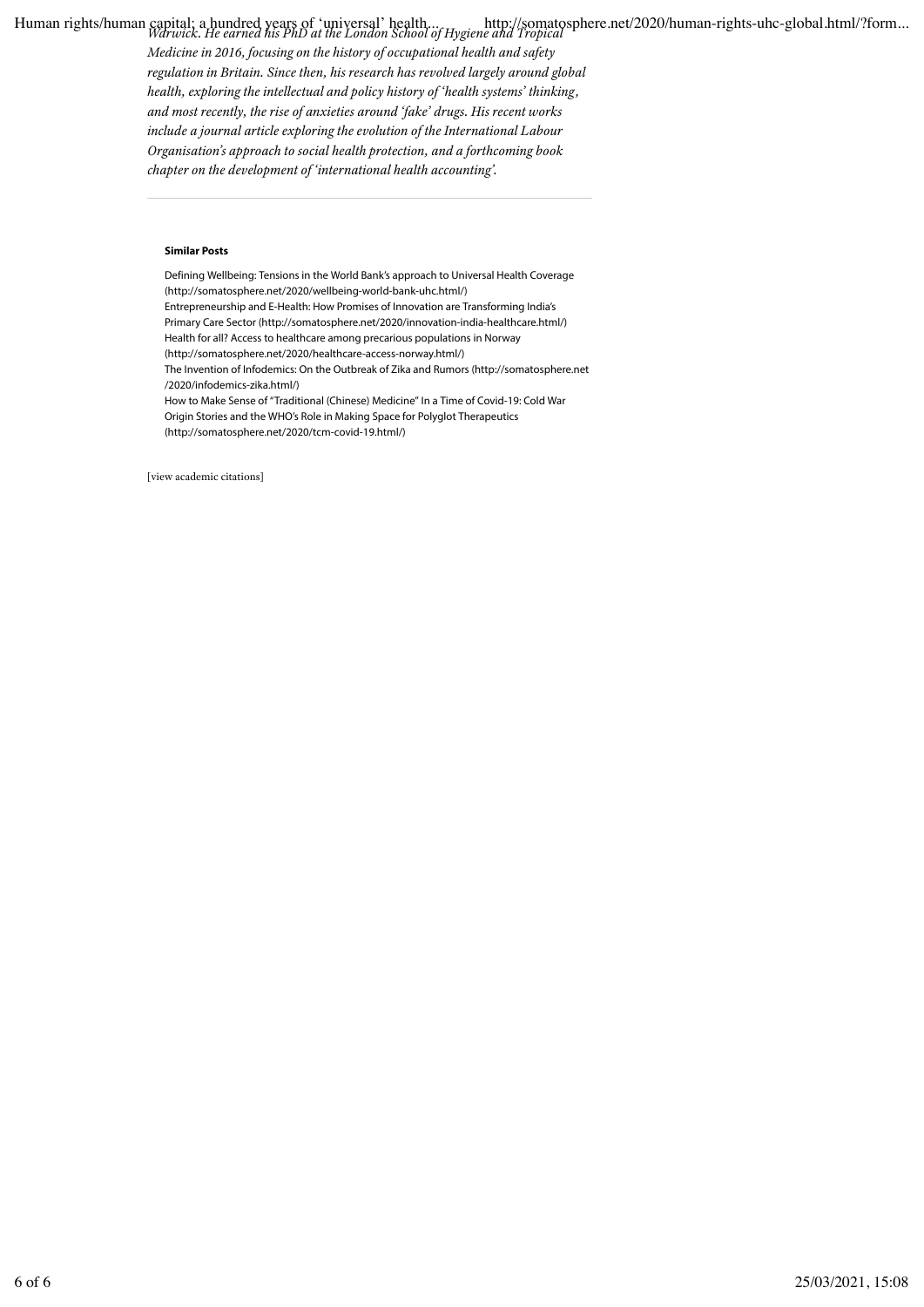*Warwick. He earned his PhD at the London School of Hygiene and Tropical Medicine in 2016, focusing on the history of occupational health and safety regulation in Britain. Since then, his research has revolved largely around global health, exploring the intellectual and policy history of 'health systems' thinking, and most recently, the rise of anxieties around 'fake' drugs. His recent works include a journal article exploring the evolution of the International Labour Organisation's approach to social health protection, and a forthcoming book chapter on the development of 'international health accounting'.*

---

**Similar Posts**

Defining Wellbeing: Tensions in the World Bank's approach to Universal Health Coverage (http://somatosphere.net/2020/wellbeing-world-bank-uhc.html/)
Entrepreneurship and E-Health: How Promises of Innovation are Transforming India's Primary Care Sector (http://somatosphere.net/2020/innovation-india-healthcare.html/)
Health for all? Access to healthcare among precarious populations in Norway (http://somatosphere.net/2020/healthcare-access-norway.html/)
The Invention of Infodemics: On the Outbreak of Zika and Rumors (http://somatosphere.net/2020/infodemics-zika.html/)
How to Make Sense of "Traditional (Chinese) Medicine" In a Time of Covid-19: Cold War Origin Stories and the WHO's Role in Making Space for Polyglot Therapeutics (http://somatosphere.net/2020/tcm-covid-19.html/)

[view academic citations]